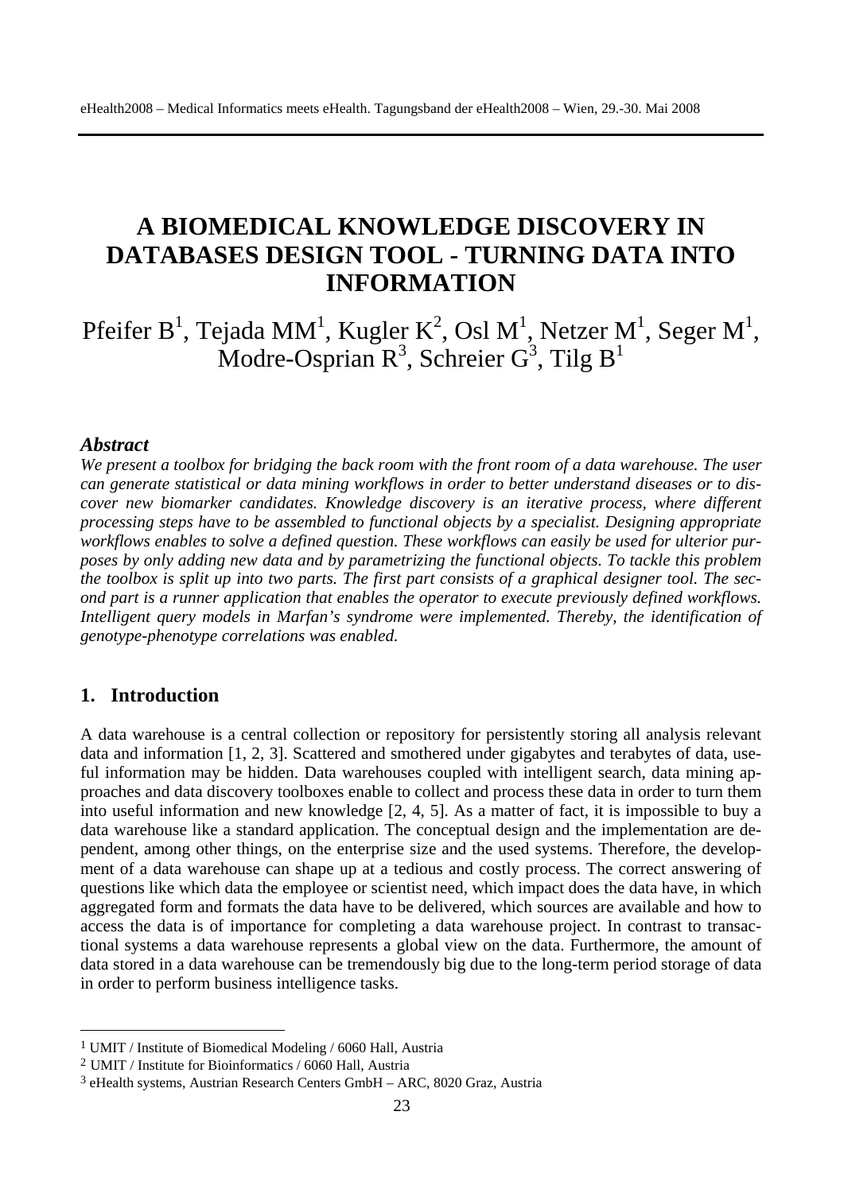# A BIOMEDICAL KNOWLEDGE DISCOVERY IN DATABASES DESIGN TOOL - TURNING DATA INTO INFORMATION

Pfeifer B[1], Tejada MM[1], Kugler K[2], Osl M[1], Netzer M[1], Seger M[1], Modre-Osprian R[3], Schreier G[3], Tilg B[1]

### *Abstract*

*We present a toolbox for bridging the back room with the front room of a data warehouse. The user can generate statistical or data mining workflows in order to better understand diseases or to discover new biomarker candidates. Knowledge discovery is an iterative process, where different processing steps have to be assembled to functional objects by a specialist. Designing appropriate workflows enables to solve a defined question. These workflows can easily be used for ulterior purposes by only adding new data and by parametrizing the functional objects. To tackle this problem the toolbox is split up into two parts. The first part consists of a graphical designer tool. The second part is a runner application that enables the operator to execute previously defined workflows. Intelligent query models in Marfan's syndrome were implemented. Thereby, the identification of genotype-phenotype correlations was enabled.*

## 1. Introduction

A data warehouse is a central collection or repository for persistently storing all analysis relevant data and information [1, 2, 3]. Scattered and smothered under gigabytes and terabytes of data, useful information may be hidden. Data warehouses coupled with intelligent search, data mining approaches and data discovery toolboxes enable to collect and process these data in order to turn them into useful information and new knowledge [2, 4, 5]. As a matter of fact, it is impossible to buy a data warehouse like a standard application. The conceptual design and the implementation are dependent, among other things, on the enterprise size and the used systems. Therefore, the development of a data warehouse can shape up at a tedious and costly process. The correct answering of questions like which data the employee or scientist need, which impact does the data have, in which aggregated form and formats the data have to be delivered, which sources are available and how to access the data is of importance for completing a data warehouse project. In contrast to transactional systems a data warehouse represents a global view on the data. Furthermore, the amount of data stored in a data warehouse can be tremendously big due to the long-term period storage of data in order to perform business intelligence tasks.

---

[1] UMIT / Institute of Biomedical Modeling / 6060 Hall, Austria

[2] UMIT / Institute for Bioinformatics / 6060 Hall, Austria

[3] eHealth systems, Austrian Research Centers GmbH – ARC, 8020 Graz, Austria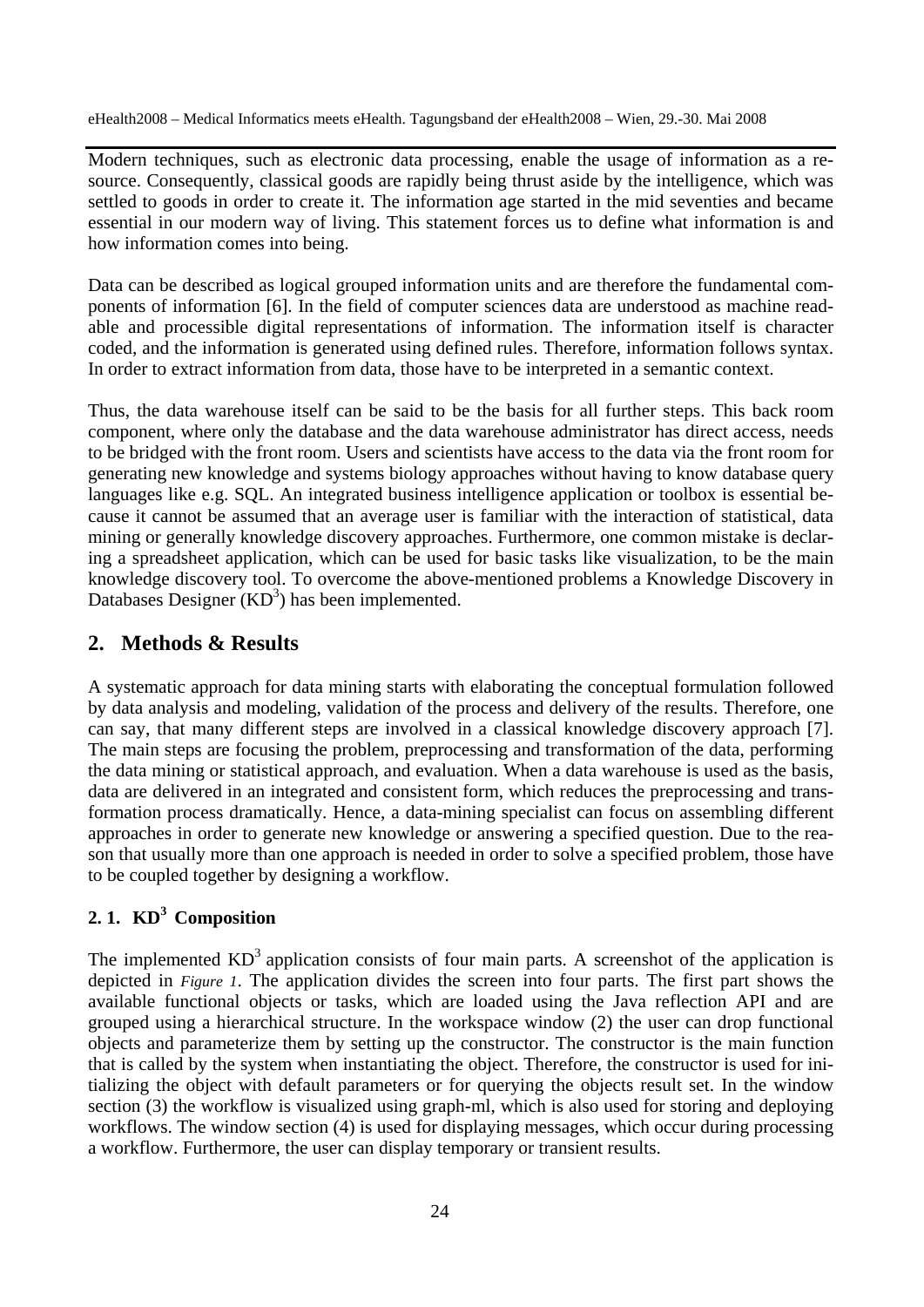Modern techniques, such as electronic data processing, enable the usage of information as a resource. Consequently, classical goods are rapidly being thrust aside by the intelligence, which was settled to goods in order to create it. The information age started in the mid seventies and became essential in our modern way of living. This statement forces us to define what information is and how information comes into being.

Data can be described as logical grouped information units and are therefore the fundamental components of information [6]. In the field of computer sciences data are understood as machine readable and processible digital representations of information. The information itself is character coded, and the information is generated using defined rules. Therefore, information follows syntax. In order to extract information from data, those have to be interpreted in a semantic context.

Thus, the data warehouse itself can be said to be the basis for all further steps. This back room component, where only the database and the data warehouse administrator has direct access, needs to be bridged with the front room. Users and scientists have access to the data via the front room for generating new knowledge and systems biology approaches without having to know database query languages like e.g. SQL. An integrated business intelligence application or toolbox is essential because it cannot be assumed that an average user is familiar with the interaction of statistical, data mining or generally knowledge discovery approaches. Furthermore, one common mistake is declaring a spreadsheet application, which can be used for basic tasks like visualization, to be the main knowledge discovery tool. To overcome the above-mentioned problems a Knowledge Discovery in Databases Designer ($KD^3$) has been implemented.

## 2. Methods & Results

A systematic approach for data mining starts with elaborating the conceptual formulation followed by data analysis and modeling, validation of the process and delivery of the results. Therefore, one can say, that many different steps are involved in a classical knowledge discovery approach [7]. The main steps are focusing the problem, preprocessing and transformation of the data, performing the data mining or statistical approach, and evaluation. When a data warehouse is used as the basis, data are delivered in an integrated and consistent form, which reduces the preprocessing and transformation process dramatically. Hence, a data-mining specialist can focus on assembling different approaches in order to generate new knowledge or answering a specified question. Due to the reason that usually more than one approach is needed in order to solve a specified problem, those have to be coupled together by designing a workflow.

### 2. 1. $KD^3$ Composition

The implemented $KD^3$ application consists of four main parts. A screenshot of the application is depicted in *Figure 1*. The application divides the screen into four parts. The first part shows the available functional objects or tasks, which are loaded using the Java reflection API and are grouped using a hierarchical structure. In the workspace window (2) the user can drop functional objects and parameterize them by setting up the constructor. The constructor is the main function that is called by the system when instantiating the object. Therefore, the constructor is used for initializing the object with default parameters or for querying the objects result set. In the window section (3) the workflow is visualized using graph-ml, which is also used for storing and deploying workflows. The window section (4) is used for displaying messages, which occur during processing a workflow. Furthermore, the user can display temporary or transient results.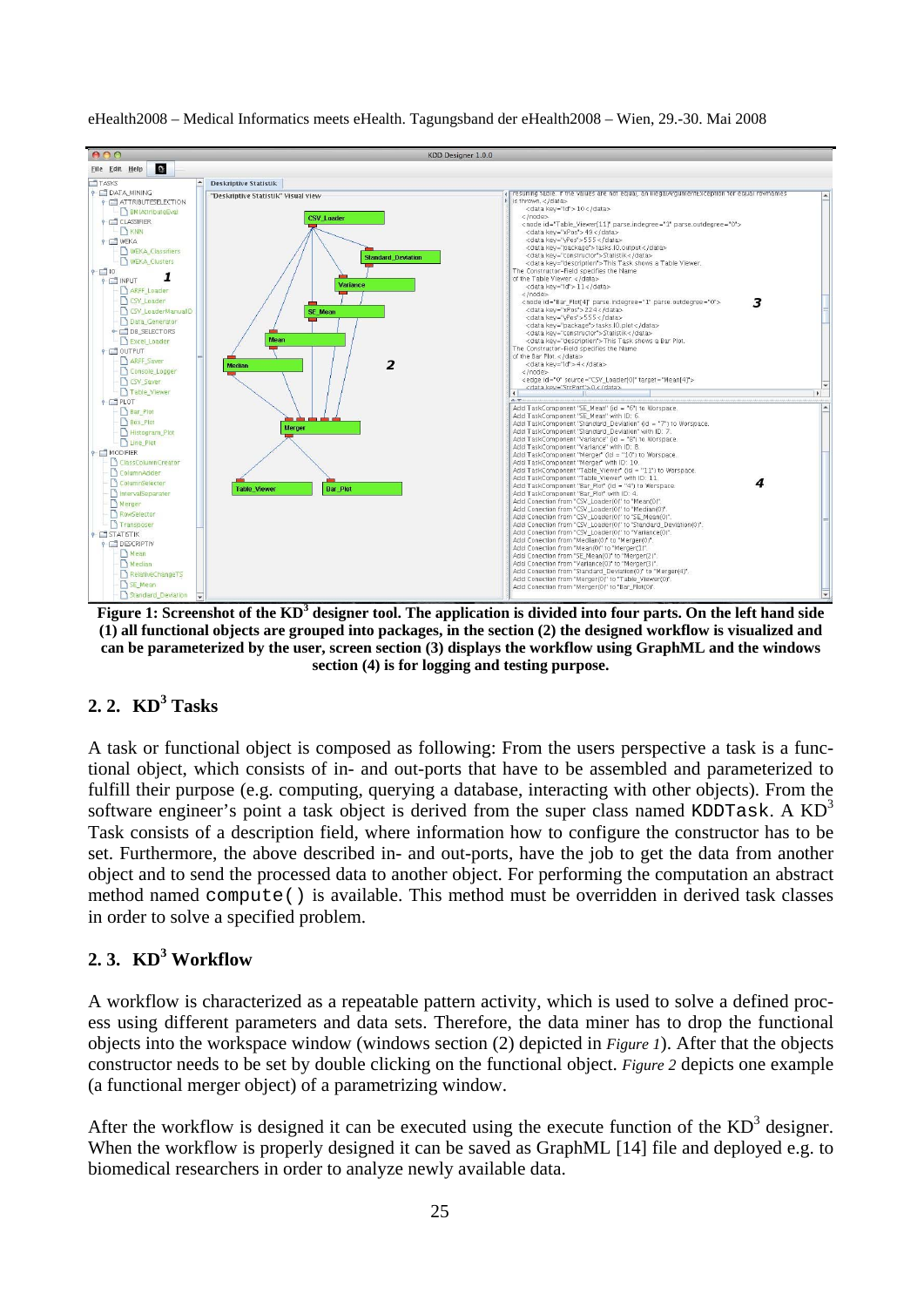Figure 1: Screenshot of the KD[3] designer tool. The application is divided into four parts. On the left hand side (1) all functional objects are grouped into packages, in the section (2) the designed workflow is visualized and can be parameterized by the user, screen section (3) displays the workflow using GraphML and the windows section (4) is for logging and testing purpose.

## 2. 2. KD³ Tasks

A task or functional object is composed as following: From the users perspective a task is a functional object, which consists of in- and out-ports that have to be assembled and parameterized to fulfill their purpose (e.g. computing, querying a database, interacting with other objects). From the software engineer's point a task object is derived from the super class named `KDDTask`. A KD³ Task consists of a description field, where information how to configure the constructor has to be set. Furthermore, the above described in- and out-ports, have the job to get the data from another object and to send the processed data to another object. For performing the computation an abstract method named `compute()` is available. This method must be overridden in derived task classes in order to solve a specified problem.

## 2. 3. KD³ Workflow

A workflow is characterized as a repeatable pattern activity, which is used to solve a defined process using different parameters and data sets. Therefore, the data miner has to drop the functional objects into the workspace window (windows section (2) depicted in *Figure 1*). After that the objects constructor needs to be set by double clicking on the functional object. *Figure 2* depicts one example (a functional merger object) of a parametrizing window.

After the workflow is designed it can be executed using the execute function of the KD³ designer. When the workflow is properly designed it can be saved as GraphML [14] file and deployed e.g. to biomedical researchers in order to analyze newly available data.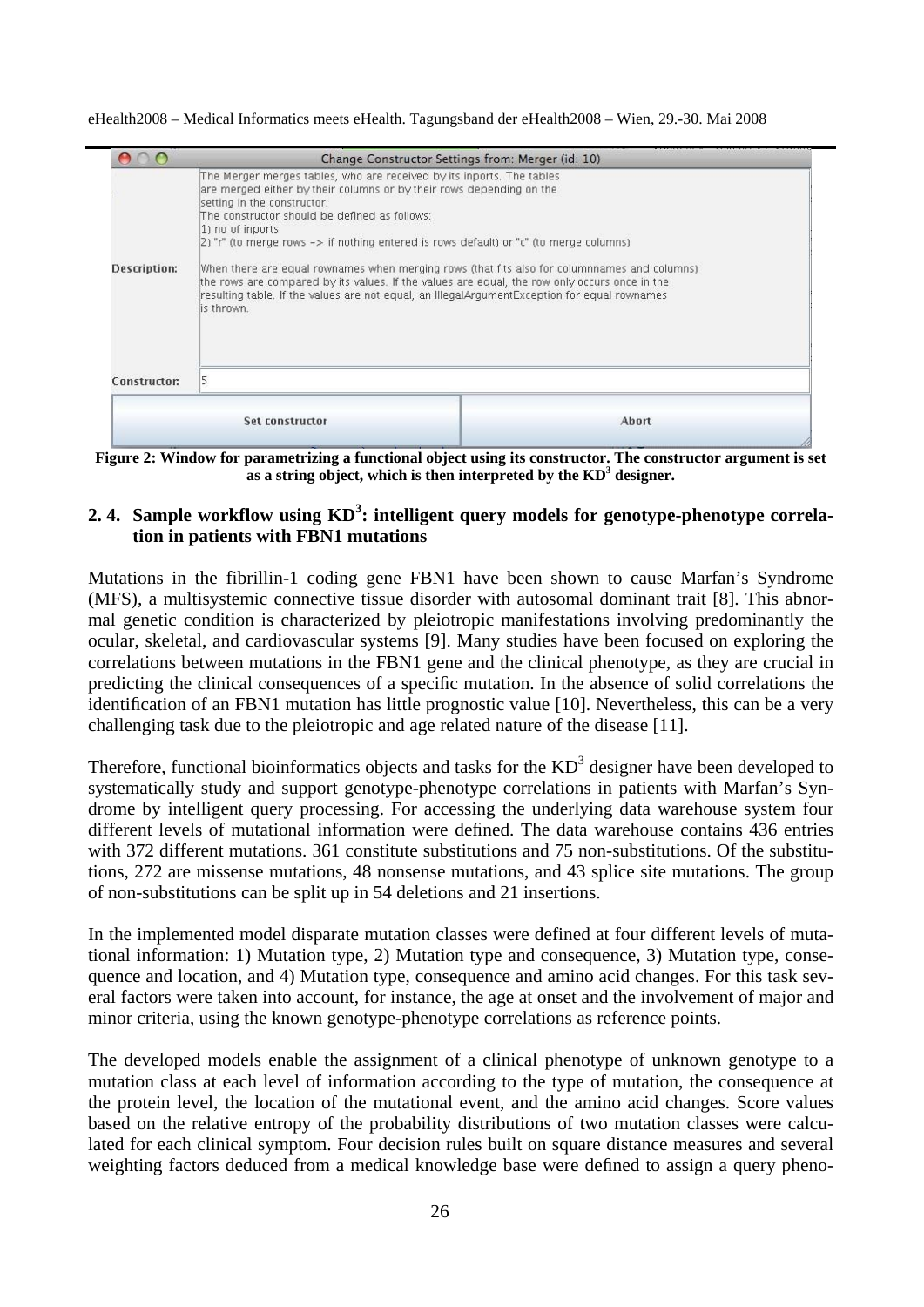The Merger merges tables, who are received by its inports. The tables are merged either by their columns or by their rows depending on the setting in the constructor.
The constructor should be defined as follows:
1) no of inports
2) "r" (to merge rows -> if nothing entered is rows default) or "c" (to merge columns)

When there are equal rownames when merging rows (that fits also for columnnames and columns) the rows are compared by its values. If the values are equal, the row only occurs once in the resulting table. If the values are not equal, an IllegalArgumentException for equal rownames is thrown.

**Figure 2: Window for parametrizing a functional object using its constructor. The constructor argument is set as a string object, which is then interpreted by the KD$^3$ designer.**

### 2. 4. Sample workflow using KD$^3$: intelligent query models for genotype-phenotype correlation in patients with FBN1 mutations

Mutations in the fibrillin-1 coding gene FBN1 have been shown to cause Marfan's Syndrome (MFS), a multisystemic connective tissue disorder with autosomal dominant trait [8]. This abnormal genetic condition is characterized by pleiotropic manifestations involving predominantly the ocular, skeletal, and cardiovascular systems [9]. Many studies have been focused on exploring the correlations between mutations in the FBN1 gene and the clinical phenotype, as they are crucial in predicting the clinical consequences of a specific mutation. In the absence of solid correlations the identification of an FBN1 mutation has little prognostic value [10]. Nevertheless, this can be a very challenging task due to the pleiotropic and age related nature of the disease [11].

Therefore, functional bioinformatics objects and tasks for the KD$^3$ designer have been developed to systematically study and support genotype-phenotype correlations in patients with Marfan's Syndrome by intelligent query processing. For accessing the underlying data warehouse system four different levels of mutational information were defined. The data warehouse contains 436 entries with 372 different mutations. 361 constitute substitutions and 75 non-substitutions. Of the substitutions, 272 are missense mutations, 48 nonsense mutations, and 43 splice site mutations. The group of non-substitutions can be split up in 54 deletions and 21 insertions.

In the implemented model disparate mutation classes were defined at four different levels of mutational information: 1) Mutation type, 2) Mutation type and consequence, 3) Mutation type, consequence and location, and 4) Mutation type, consequence and amino acid changes. For this task several factors were taken into account, for instance, the age at onset and the involvement of major and minor criteria, using the known genotype-phenotype correlations as reference points.

The developed models enable the assignment of a clinical phenotype of unknown genotype to a mutation class at each level of information according to the type of mutation, the consequence at the protein level, the location of the mutational event, and the amino acid changes. Score values based on the relative entropy of the probability distributions of two mutation classes were calculated for each clinical symptom. Four decision rules built on square distance measures and several weighting factors deduced from a medical knowledge base were defined to assign a query pheno-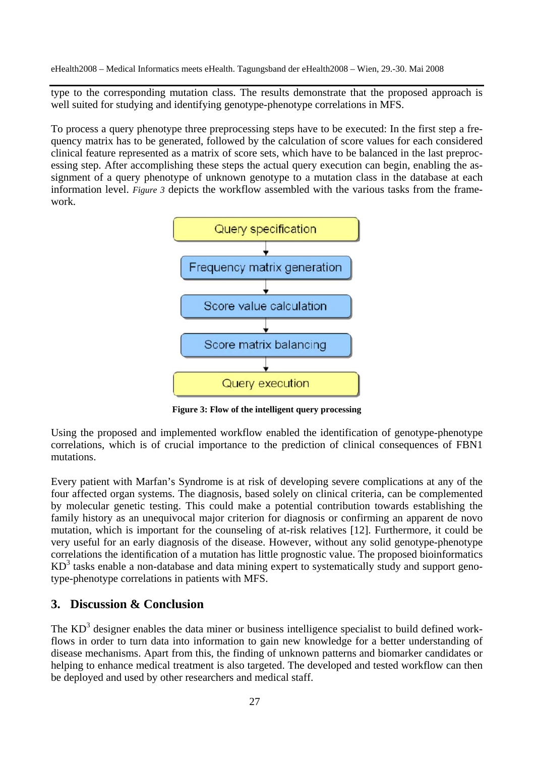type to the corresponding mutation class. The results demonstrate that the proposed approach is well suited for studying and identifying genotype-phenotype correlations in MFS.

To process a query phenotype three preprocessing steps have to be executed: In the first step a frequency matrix has to be generated, followed by the calculation of score values for each considered clinical feature represented as a matrix of score sets, which have to be balanced in the last preprocessing step. After accomplishing these steps the actual query execution can begin, enabling the assignment of a query phenotype of unknown genotype to a mutation class in the database at each information level. *Figure 3* depicts the workflow assembled with the various tasks from the framework.

**Figure 3: Flow of the intelligent query processing**

Using the proposed and implemented workflow enabled the identification of genotype-phenotype correlations, which is of crucial importance to the prediction of clinical consequences of FBN1 mutations.

Every patient with Marfan's Syndrome is at risk of developing severe complications at any of the four affected organ systems. The diagnosis, based solely on clinical criteria, can be complemented by molecular genetic testing. This could make a potential contribution towards establishing the family history as an unequivocal major criterion for diagnosis or confirming an apparent de novo mutation, which is important for the counseling of at-risk relatives [12]. Furthermore, it could be very useful for an early diagnosis of the disease. However, without any solid genotype-phenotype correlations the identification of a mutation has little prognostic value. The proposed bioinformatics $KD^3$ tasks enable a non-database and data mining expert to systematically study and support genotype-phenotype correlations in patients with MFS.

## 3. Discussion & Conclusion

The $KD^3$ designer enables the data miner or business intelligence specialist to build defined workflows in order to turn data into information to gain new knowledge for a better understanding of disease mechanisms. Apart from this, the finding of unknown patterns and biomarker candidates or helping to enhance medical treatment is also targeted. The developed and tested workflow can then be deployed and used by other researchers and medical staff.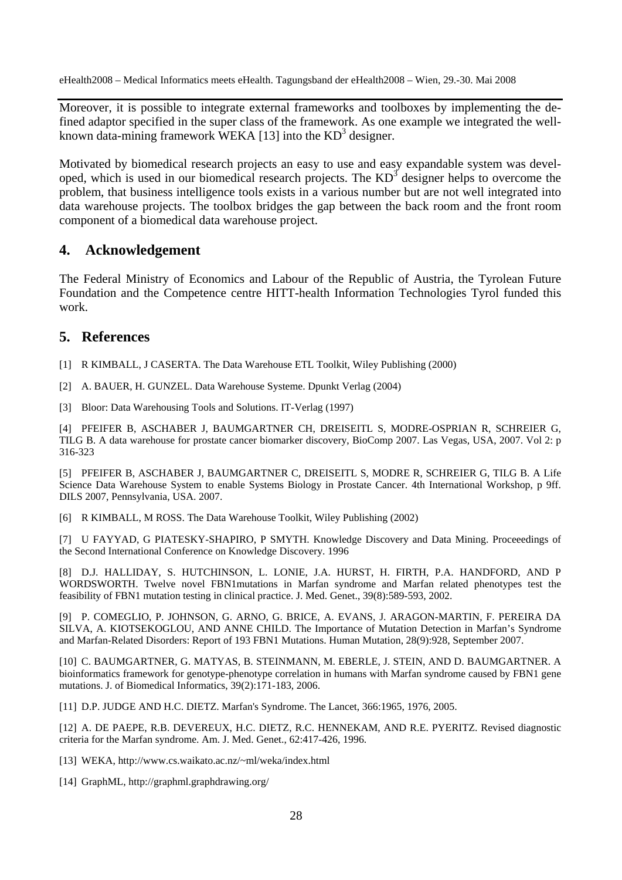Moreover, it is possible to integrate external frameworks and toolboxes by implementing the defined adaptor specified in the super class of the framework. As one example we integrated the well-known data-mining framework WEKA [13] into the $KD^3$ designer.

Motivated by biomedical research projects an easy to use and easy expandable system was developed, which is used in our biomedical research projects. The $KD^3$ designer helps to overcome the problem, that business intelligence tools exists in a various number but are not well integrated into data warehouse projects. The toolbox bridges the gap between the back room and the front room component of a biomedical data warehouse project.

## 4. Acknowledgement

The Federal Ministry of Economics and Labour of the Republic of Austria, the Tyrolean Future Foundation and the Competence centre HITT-health Information Technologies Tyrol funded this work.

## 5. References

[1] R KIMBALL, J CASERTA. The Data Warehouse ETL Toolkit, Wiley Publishing (2000)

[2] A. BAUER, H. GUNZEL. Data Warehouse Systeme. Dpunkt Verlag (2004)

[3] Bloor: Data Warehousing Tools and Solutions. IT-Verlag (1997)

[4] PFEIFER B, ASCHABER J, BAUMGARTNER CH, DREISEITL S, MODRE-OSPRIAN R, SCHREIER G, TILG B. A data warehouse for prostate cancer biomarker discovery, BioComp 2007. Las Vegas, USA, 2007. Vol 2: p 316-323

[5] PFEIFER B, ASCHABER J, BAUMGARTNER C, DREISEITL S, MODRE R, SCHREIER G, TILG B. A Life Science Data Warehouse System to enable Systems Biology in Prostate Cancer. 4th International Workshop, p 9ff. DILS 2007, Pennsylvania, USA. 2007.

[6] R KIMBALL, M ROSS. The Data Warehouse Toolkit, Wiley Publishing (2002)

[7] U FAYYAD, G PIATESKY-SHAPIRO, P SMYTH. Knowledge Discovery and Data Mining. Proceeedings of the Second International Conference on Knowledge Discovery. 1996

[8] D.J. HALLIDAY, S. HUTCHINSON, L. LONIE, J.A. HURST, H. FIRTH, P.A. HANDFORD, AND P WORDSWORTH. Twelve novel FBN1mutations in Marfan syndrome and Marfan related phenotypes test the feasibility of FBN1 mutation testing in clinical practice. J. Med. Genet., 39(8):589-593, 2002.

[9] P. COMEGLIO, P. JOHNSON, G. ARNO, G. BRICE, A. EVANS, J. ARAGON-MARTIN, F. PEREIRA DA SILVA, A. KIOTSEKOGLOU, AND ANNE CHILD. The Importance of Mutation Detection in Marfan's Syndrome and Marfan-Related Disorders: Report of 193 FBN1 Mutations. Human Mutation, 28(9):928, September 2007.

[10] C. BAUMGARTNER, G. MATYAS, B. STEINMANN, M. EBERLE, J. STEIN, AND D. BAUMGARTNER. A bioinformatics framework for genotype-phenotype correlation in humans with Marfan syndrome caused by FBN1 gene mutations. J. of Biomedical Informatics, 39(2):171-183, 2006.

[11] D.P. JUDGE AND H.C. DIETZ. Marfan's Syndrome. The Lancet, 366:1965, 1976, 2005.

[12] A. DE PAEPE, R.B. DEVEREUX, H.C. DIETZ, R.C. HENNEKAM, AND R.E. PYERITZ. Revised diagnostic criteria for the Marfan syndrome. Am. J. Med. Genet., 62:417-426, 1996.

[13] WEKA, http://www.cs.waikato.ac.nz/~ml/weka/index.html

[14] GraphML, http://graphml.graphdrawing.org/